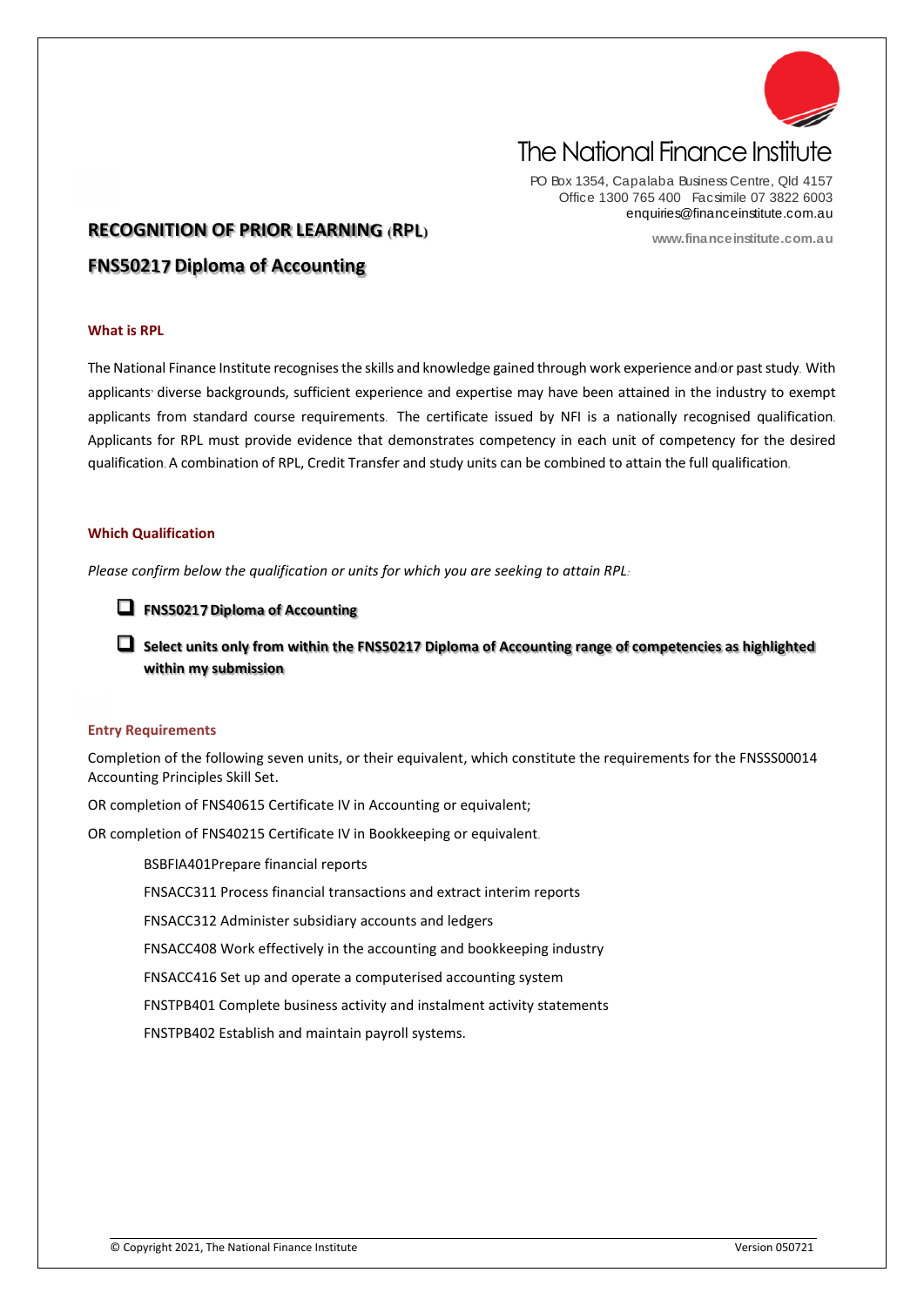The National Finance Institute

PO Box 1354, Capalaba Business Centre, Qld 4157
Office 1300 765 400 Facsimile 07 3822 6003
enquiries@financeinstitute.com.au

www.financeinstitute.com.au

# RECOGNITION OF PRIOR LEARNING (RPL)

# FNS50217 Diploma of Accounting

### What is RPL

The National Finance Institute recognises the skills and knowledge gained through work experience and/or past study. With applicants' diverse backgrounds, sufficient experience and expertise may have been attained in the industry to exempt applicants from standard course requirements. The certificate issued by NFI is a nationally recognised qualification. Applicants for RPL must provide evidence that demonstrates competency in each unit of competency for the desired qualification. A combination of RPL, Credit Transfer and study units can be combined to attain the full qualification.

### Which Qualification

*Please confirm below the qualification or units for which you are seeking to attain RPL:*

- ☐ **FNS50217 Diploma of Accounting**
- ☐ **Select units only from within the FNS50217 Diploma of Accounting range of competencies as highlighted within my submission**

### Entry Requirements

Completion of the following seven units, or their equivalent, which constitute the requirements for the FNSSS00014 Accounting Principles Skill Set.

OR completion of FNS40615 Certificate IV in Accounting or equivalent;

OR completion of FNS40215 Certificate IV in Bookkeeping or equivalent.

- BSBFIA401Prepare financial reports
- FNSACC311 Process financial transactions and extract interim reports
- FNSACC312 Administer subsidiary accounts and ledgers
- FNSACC408 Work effectively in the accounting and bookkeeping industry
- FNSACC416 Set up and operate a computerised accounting system
- FNSTPB401 Complete business activity and instalment activity statements
- FNSTPB402 Establish and maintain payroll systems.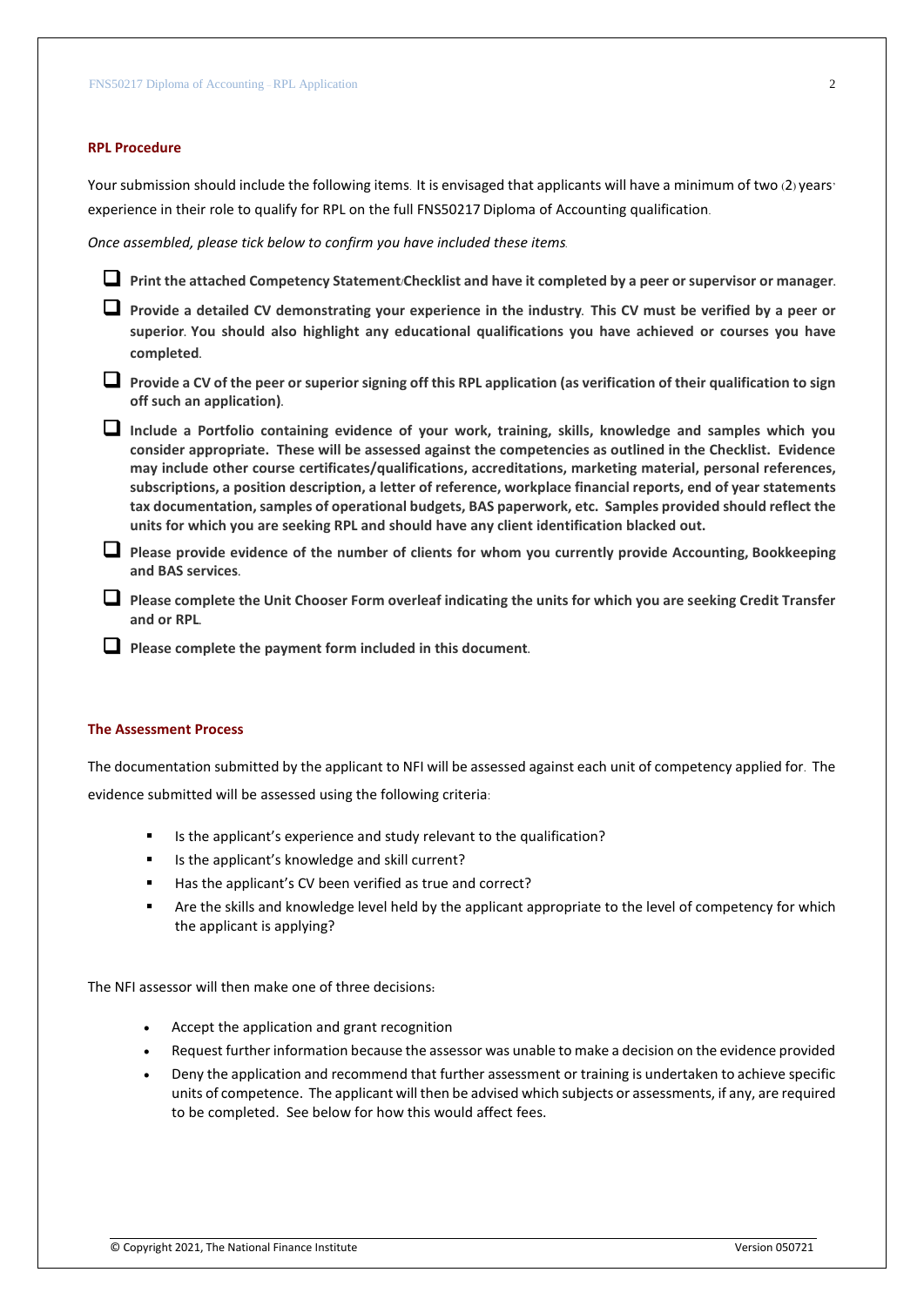## RPL Procedure

Your submission should include the following items. It is envisaged that applicants will have a minimum of two (2) years' experience in their role to qualify for RPL on the full FNS50217 Diploma of Accounting qualification.

*Once assembled, please tick below to confirm you have included these items.*

- ☐ **Print the attached Competency Statement/Checklist and have it completed by a peer or supervisor or manager.**
- ☐ **Provide a detailed CV demonstrating your experience in the industry. This CV must be verified by a peer or superior. You should also highlight any educational qualifications you have achieved or courses you have completed.**
- ☐ **Provide a CV of the peer or superior signing off this RPL application (as verification of their qualification to sign off such an application).**
- ☐ **Include a Portfolio containing evidence of your work, training, skills, knowledge and samples which you consider appropriate. These will be assessed against the competencies as outlined in the Checklist. Evidence may include other course certificates/qualifications, accreditations, marketing material, personal references, subscriptions, a position description, a letter of reference, workplace financial reports, end of year statements tax documentation, samples of operational budgets, BAS paperwork, etc. Samples provided should reflect the units for which you are seeking RPL and should have any client identification blacked out.**
- ☐ **Please provide evidence of the number of clients for whom you currently provide Accounting, Bookkeeping and BAS services.**
- ☐ **Please complete the Unit Chooser Form overleaf indicating the units for which you are seeking Credit Transfer and or RPL.**
- ☐ **Please complete the payment form included in this document.**

## The Assessment Process

The documentation submitted by the applicant to NFI will be assessed against each unit of competency applied for. The evidence submitted will be assessed using the following criteria:

- Is the applicant's experience and study relevant to the qualification?
- Is the applicant's knowledge and skill current?
- Has the applicant's CV been verified as true and correct?
- Are the skills and knowledge level held by the applicant appropriate to the level of competency for which the applicant is applying?

The NFI assessor will then make one of three decisions:

- Accept the application and grant recognition
- Request further information because the assessor was unable to make a decision on the evidence provided
- Deny the application and recommend that further assessment or training is undertaken to achieve specific units of competence. The applicant will then be advised which subjects or assessments, if any, are required to be completed. See below for how this would affect fees.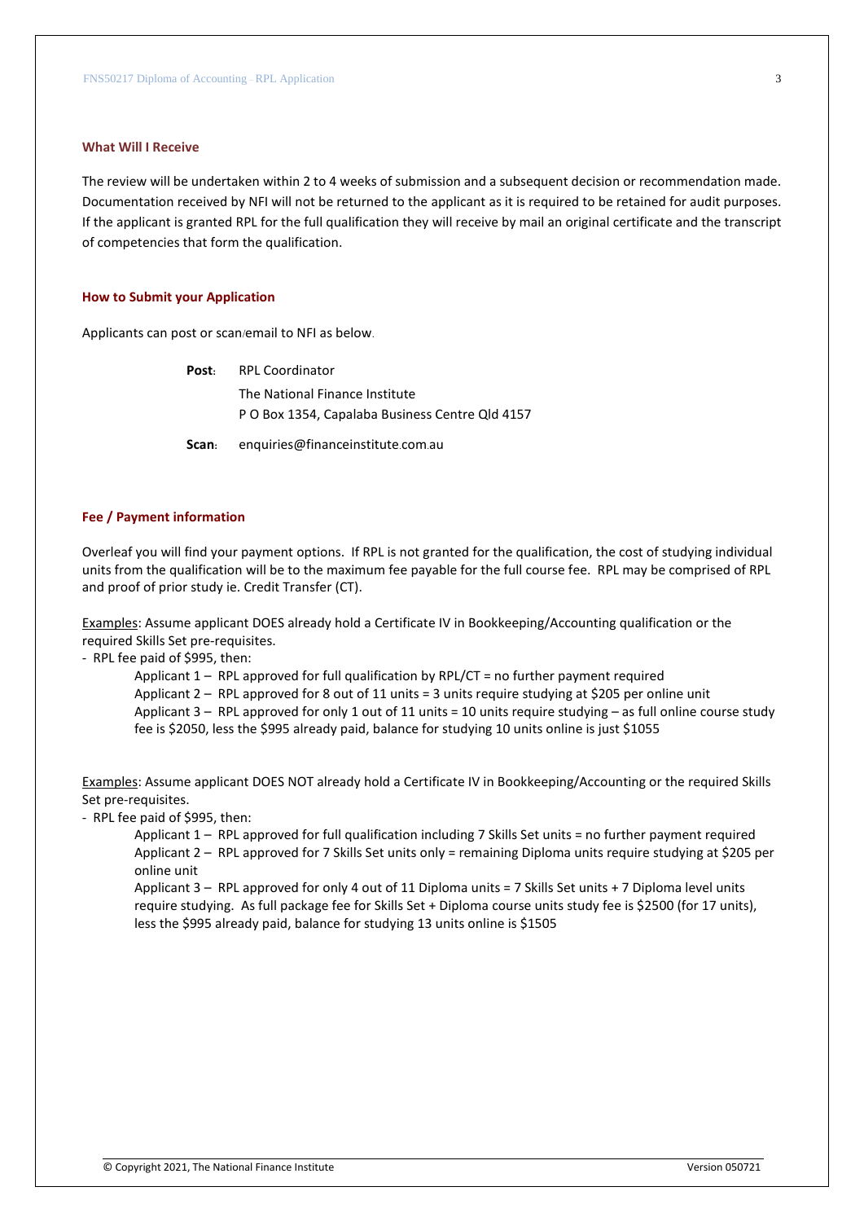### What Will I Receive

The review will be undertaken within 2 to 4 weeks of submission and a subsequent decision or recommendation made. Documentation received by NFI will not be returned to the applicant as it is required to be retained for audit purposes. If the applicant is granted RPL for the full qualification they will receive by mail an original certificate and the transcript of competencies that form the qualification.

### How to Submit your Application

Applicants can post or scan/email to NFI as below.

**Post:** RPL Coordinator
The National Finance Institute
P O Box 1354, Capalaba Business Centre Qld 4157

**Scan:** enquiries@financeinstitute.com.au

### Fee / Payment information

Overleaf you will find your payment options. If RPL is not granted for the qualification, the cost of studying individual units from the qualification will be to the maximum fee payable for the full course fee. RPL may be comprised of RPL and proof of prior study ie. Credit Transfer (CT).

Examples: Assume applicant DOES already hold a Certificate IV in Bookkeeping/Accounting qualification or the required Skills Set pre-requisites.

- RPL fee paid of $995, then:
  - Applicant 1 – RPL approved for full qualification by RPL/CT = no further payment required
  - Applicant 2 – RPL approved for 8 out of 11 units = 3 units require studying at $205 per online unit
  - Applicant 3 – RPL approved for only 1 out of 11 units = 10 units require studying – as full online course study fee is $2050, less the $995 already paid, balance for studying 10 units online is just $1055

Examples: Assume applicant DOES NOT already hold a Certificate IV in Bookkeeping/Accounting or the required Skills Set pre-requisites.

- RPL fee paid of $995, then:
  - Applicant 1 – RPL approved for full qualification including 7 Skills Set units = no further payment required
  - Applicant 2 – RPL approved for 7 Skills Set units only = remaining Diploma units require studying at $205 per online unit
  - Applicant 3 – RPL approved for only 4 out of 11 Diploma units = 7 Skills Set units + 7 Diploma level units require studying. As full package fee for Skills Set + Diploma course units study fee is $2500 (for 17 units), less the $995 already paid, balance for studying 13 units online is $1505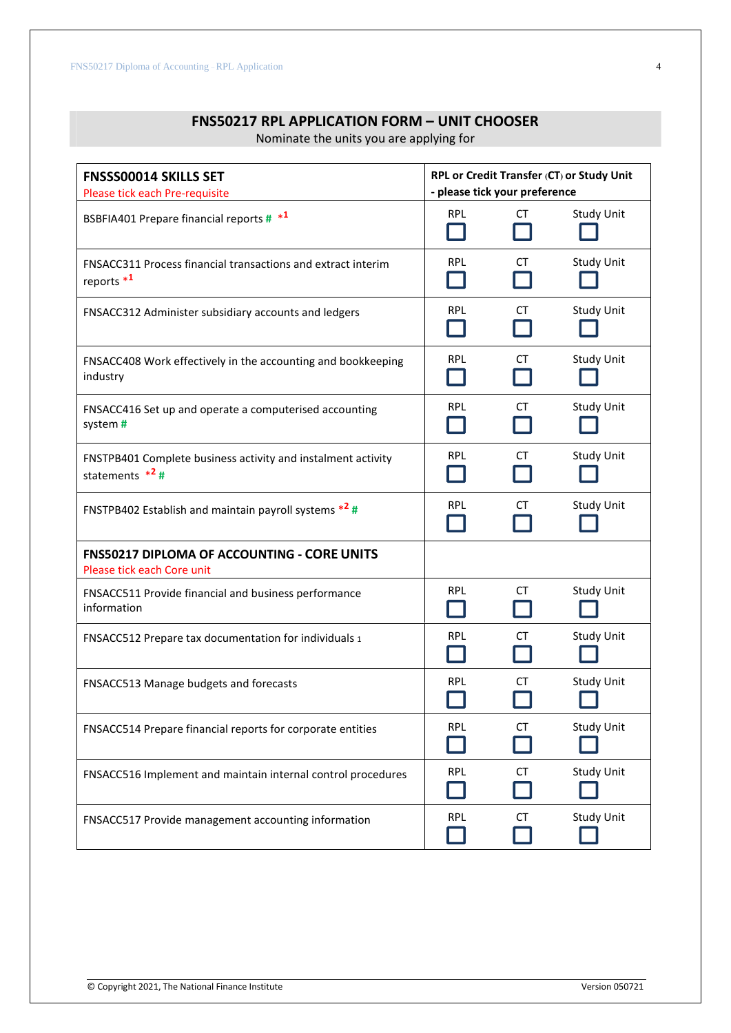## FNS50217 RPL APPLICATION FORM – UNIT CHOOSER

Nominate the units you are applying for

| **FNSSS00014 SKILLS SET**<br>Please tick each Pre-requisite | **RPL or Credit Transfer (CT) or Study Unit - please tick preference** | | |
|---|---|---|---|
| BSBFIA401 Prepare financial reports # *1 | RPL ☐ | CT ☐ | Study Unit ☐ |
| FNSACC311 Process financial transactions and extract interim reports *1 | RPL ☐ | CT ☐ | Study Unit ☐ |
| FNSACC312 Administer subsidiary accounts and ledgers | RPL ☐ | CT ☐ | Study Unit ☐ |
| FNSACC408 Work effectively in the accounting and bookkeeping industry | RPL ☐ | CT ☐ | Study Unit ☐ |
| FNSACC416 Set up and operate a computerised accounting system # | RPL ☐ | CT ☐ | Study Unit ☐ |
| FNSTPB401 Complete business activity and instalment activity statements *2 # | RPL ☐ | CT ☐ | Study Unit ☐ |
| FNSTPB402 Establish and maintain payroll systems *2 # | RPL ☐ | CT ☐ | Study Unit ☐ |
| **FNS50217 DIPLOMA OF ACCOUNTING - CORE UNITS**<br>Please tick each Core unit | | | |
| FNSACC511 Provide financial and business performance information | RPL ☐ | CT ☐ | Study Unit ☐ |
| FNSACC512 Prepare tax documentation for individuals 1 | RPL ☐ | CT ☐ | Study Unit ☐ |
| FNSACC513 Manage budgets and forecasts | RPL ☐ | CT ☐ | Study Unit ☐ |
| FNSACC514 Prepare financial reports for corporate entities | RPL ☐ | CT ☐ | Study Unit ☐ |
| FNSACC516 Implement and maintain internal control procedures | RPL ☐ | CT ☐ | Study Unit ☐ |
| FNSACC517 Provide management accounting information | RPL ☐ | CT ☐ | Study Unit ☐ |

© Copyright 2021, The National Finance Institute — Version 050721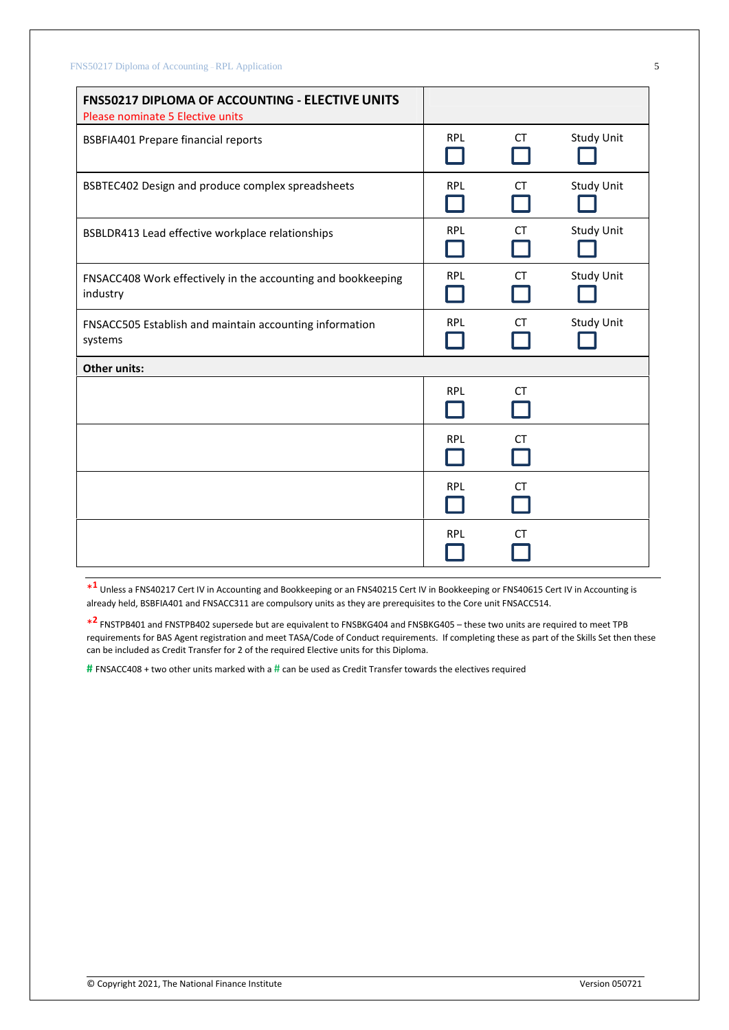| FNS50217 DIPLOMA OF ACCOUNTING - ELECTIVE UNITS<br>Please nominate 5 Elective units | | | |
|---|---|---|---|
| BSBFIA401 Prepare financial reports | RPL ☐ | CT ☐ | Study Unit ☐ |
| BSBTEC402 Design and produce complex spreadsheets | RPL ☐ | CT ☐ | Study Unit ☐ |
| BSBLDR413 Lead effective workplace relationships | RPL ☐ | CT ☐ | Study Unit ☐ |
| FNSACC408 Work effectively in the accounting and bookkeeping industry | RPL ☐ | CT ☐ | Study Unit ☐ |
| FNSACC505 Establish and maintain accounting information systems | RPL ☐ | CT ☐ | Study Unit ☐ |
| **Other units:** | | | |
| | RPL ☐ | CT ☐ | |
| | RPL ☐ | CT ☐ | |
| | RPL ☐ | CT ☐ | |
| | RPL ☐ | CT ☐ | |

*1 Unless a FNS40217 Cert IV in Accounting and Bookkeeping or an FNS40215 Cert IV in Bookkeeping or FNS40615 Cert IV in Accounting is already held, BSBFIA401 and FNSACC311 are compulsory units as they are prerequisites to the Core unit FNSACC514.

*2 FNSTPB401 and FNSTPB402 supersede but are equivalent to FNSBKG404 and FNSBKG405 – these two units are required to meet TPB requirements for BAS Agent registration and meet TASA/Code of Conduct requirements. If completing these as part of the Skills Set then these can be included as Credit Transfer for 2 of the required Elective units for this Diploma.

# FNSACC408 + two other units marked with a # can be used as Credit Transfer towards the electives required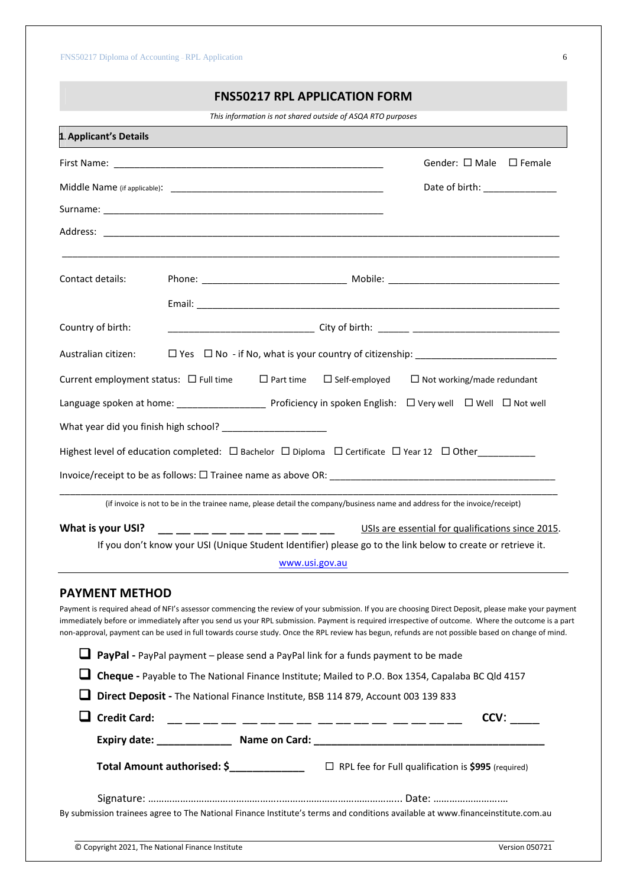# FNS50217 RPL APPLICATION FORM

*This information is not shared outside of ASQA RTO purposes*

## 1. Applicant's Details

First Name: ______________________________________________ Gender: ☐ Male ☐ Female

Middle Name (if applicable): ______________________________________ Date of birth: _____________

Surname: ______________________________________________

Address: ______________________________________________________________________________

______________________________________________________________________________________

Contact details: Phone: _________________________ Mobile: ______________________________

Email: _______________________________________________________________

Country of birth: _________________________ City of birth: ______ ___________________________

Australian citizen: ☐ Yes ☐ No - if No, what is your country of citizenship: _________________________

Current employment status: ☐ Full time ☐ Part time ☐ Self-employed ☐ Not working/made redundant

Language spoken at home: ________________ Proficiency in spoken English: ☐ Very well ☐ Well ☐ Not well

What year did you finish high school? ___________________

Highest level of education completed: ☐ Bachelor ☐ Diploma ☐ Certificate ☐ Year 12 ☐ Other__________

Invoice/receipt to be as follows: ☐ Trainee name as above OR: ________________________________________

______________________________________________________________________________________

(if invoice is not to be in the trainee name, please detail the company/business name and address for the invoice/receipt)

**What is your USI?** __ __ __ __ __ __ __ __ __ __ USIs are essential for qualifications since 2015.

If you don't know your USI (Unique Student Identifier) please go to the link below to create or retrieve it.

www.usi.gov.au

## PAYMENT METHOD

Payment is required ahead of NFI's assessor commencing the review of your submission. If you are choosing Direct Deposit, please make your payment immediately before or immediately after you send us your RPL submission. Payment is required irrespective of outcome. Where the outcome is a part non-approval, payment can be used in full towards course study. Once the RPL review has begun, refunds are not possible based on change of mind.

- ☐ **PayPal -** PayPal payment – please send a PayPal link for a funds payment to be made
- ☐ **Cheque -** Payable to The National Finance Institute; Mailed to P.O. Box 1354, Capalaba BC Qld 4157
- ☐ **Direct Deposit -** The National Finance Institute, BSB 114 879, Account 003 139 833
- ☐ **Credit Card:** __ __ __ __ __ __ __ __ __ __ __ __ __ __ __ __ **CCV**: _____

**Expiry date:** _____________ **Name on Card:** _______________________________________

**Total Amount authorised: $**_____________ ☐ RPL fee for Full qualification is **$995** (required)

Signature: ………………………………………………………………………………….. Date: ……………………….

By submission trainees agree to The National Finance Institute's terms and conditions available at www.financeinstitute.com.au

© Copyright 2021, The National Finance Institute Version 050721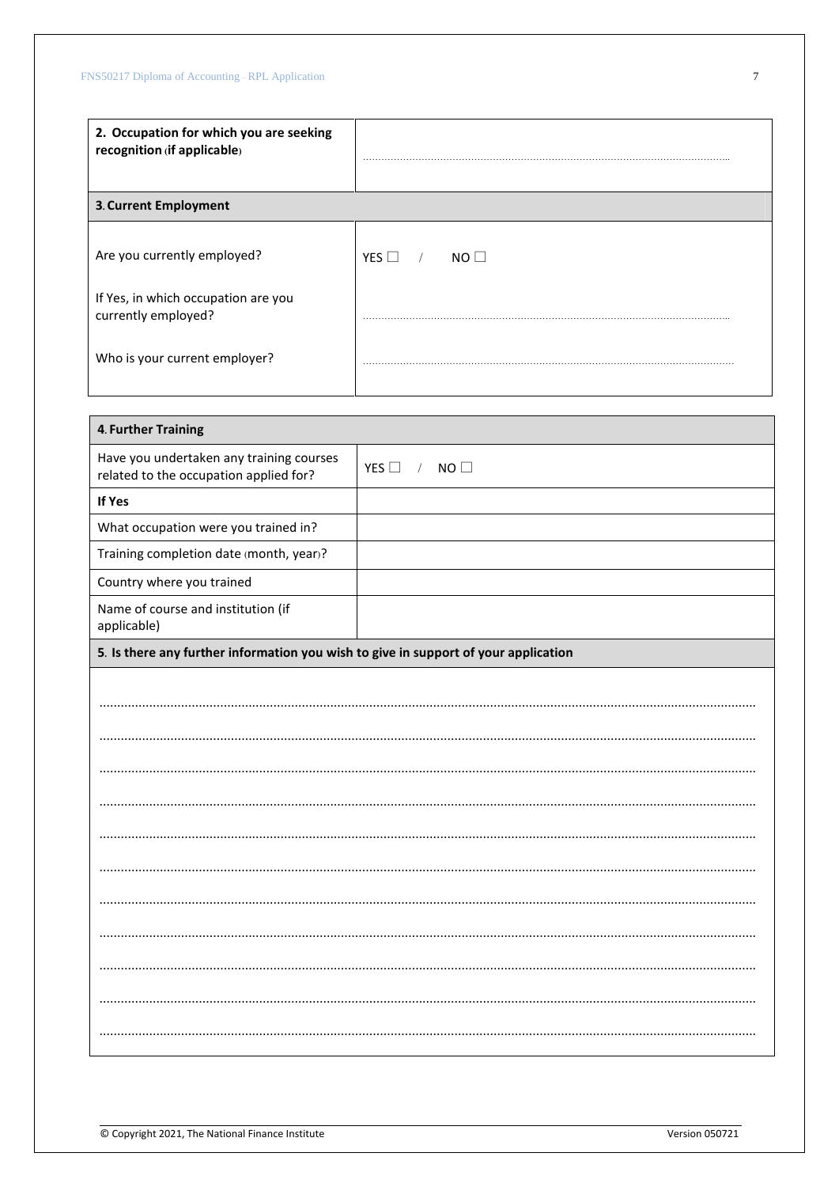| **2. Occupation for which you are seeking recognition (if applicable)** | ………………………………………………………………………………………… |
|---|---|

| **3. Current Employment** | |
|---|---|
| Are you currently employed? | YES ☐ / NO ☐ |
| If Yes, in which occupation are you currently employed? | ………………………………………………………………………………………… |
| Who is your current employer? | ………………………………………………………………………………………… |

| **4. Further Training** | |
|---|---|
| Have you undertaken any training courses related to the occupation applied for? | YES ☐ / NO ☐ |
| **If Yes** | |
| What occupation were you trained in? | |
| Training completion date (month, year)? | |
| Country where you trained | |
| Name of course and institution (if applicable) | |

**5. Is there any further information you wish to give in support of your application**

…………………………………………………………………………………………………………………………………………

…………………………………………………………………………………………………………………………………………

…………………………………………………………………………………………………………………………………………

…………………………………………………………………………………………………………………………………………

…………………………………………………………………………………………………………………………………………

…………………………………………………………………………………………………………………………………………

…………………………………………………………………………………………………………………………………………

…………………………………………………………………………………………………………………………………………

…………………………………………………………………………………………………………………………………………

…………………………………………………………………………………………………………………………………………

…………………………………………………………………………………………………………………………………………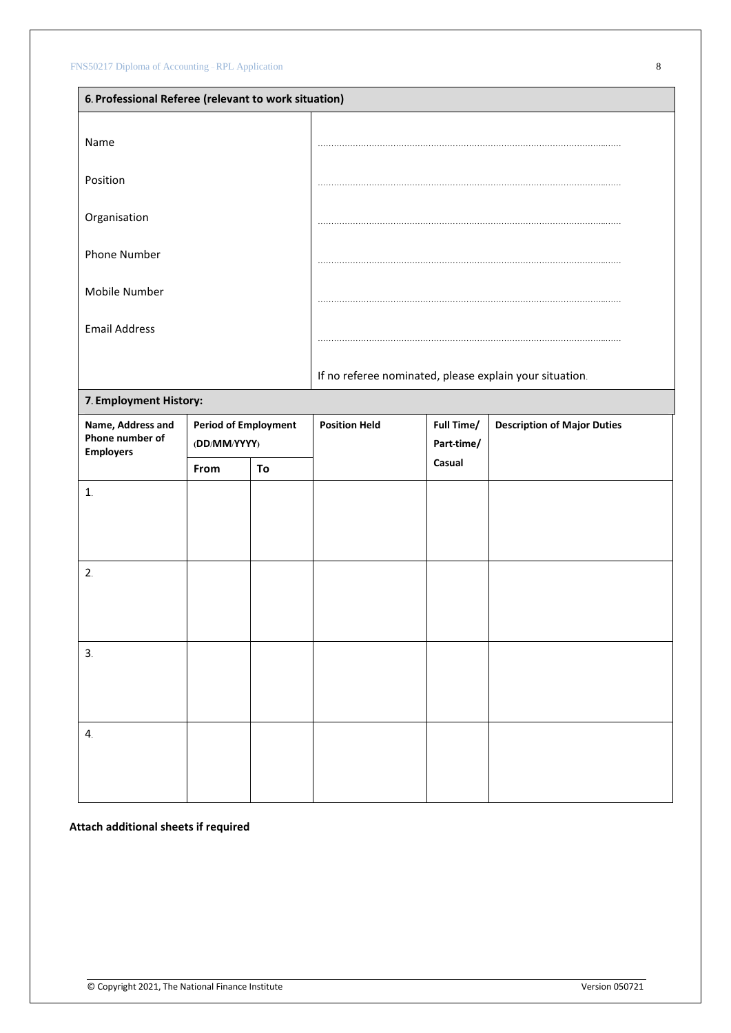## 6. Professional Referee (relevant to work situation)

| | |
|---|---|
| Name | ………………………………………………………………………………………… |
| Position | ………………………………………………………………………………………… |
| Organisation | ………………………………………………………………………………………… |
| Phone Number | ………………………………………………………………………………………… |
| Mobile Number | ………………………………………………………………………………………… |
| Email Address | ………………………………………………………………………………………… |
| | If no referee nominated, please explain your situation. |

## 7. Employment History:

| Name, Address and Phone number of Employers | Period of Employment (DD/MM/YYYY) | | Position Held | Full Time/ Part-time/ Casual | Description of Major Duties |
|---|---|---|---|---|---|
| | From | To | | | |
| 1. | | | | | |
| 2. | | | | | |
| 3. | | | | | |
| 4. | | | | | |

**Attach additional sheets if required**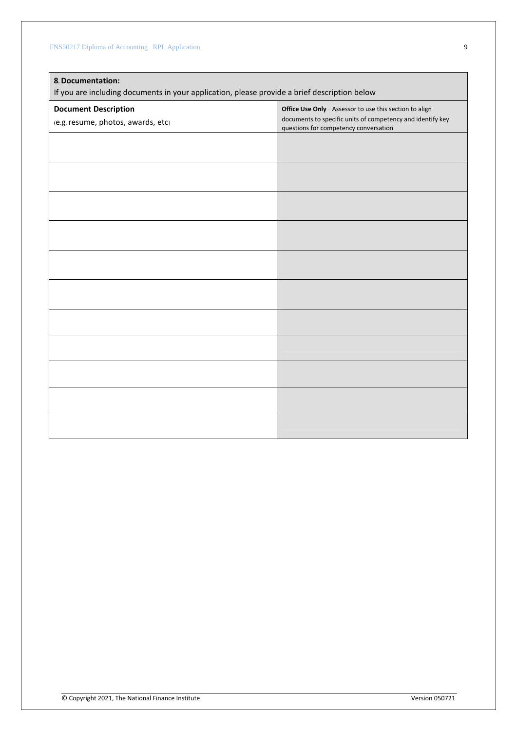## 8. Documentation:

If you are including documents in your application, please provide a brief description below

| **Document Description**<br>(e.g. resume, photos, awards, etc) | **Office Use Only** – Assessor to use this section to align documents to specific units of competency and identify key questions for competency conversation |
|---|---|
| | |
| | |
| | |
| | |
| | |
| | |
| | |
| | |
| | |
| | |
| | |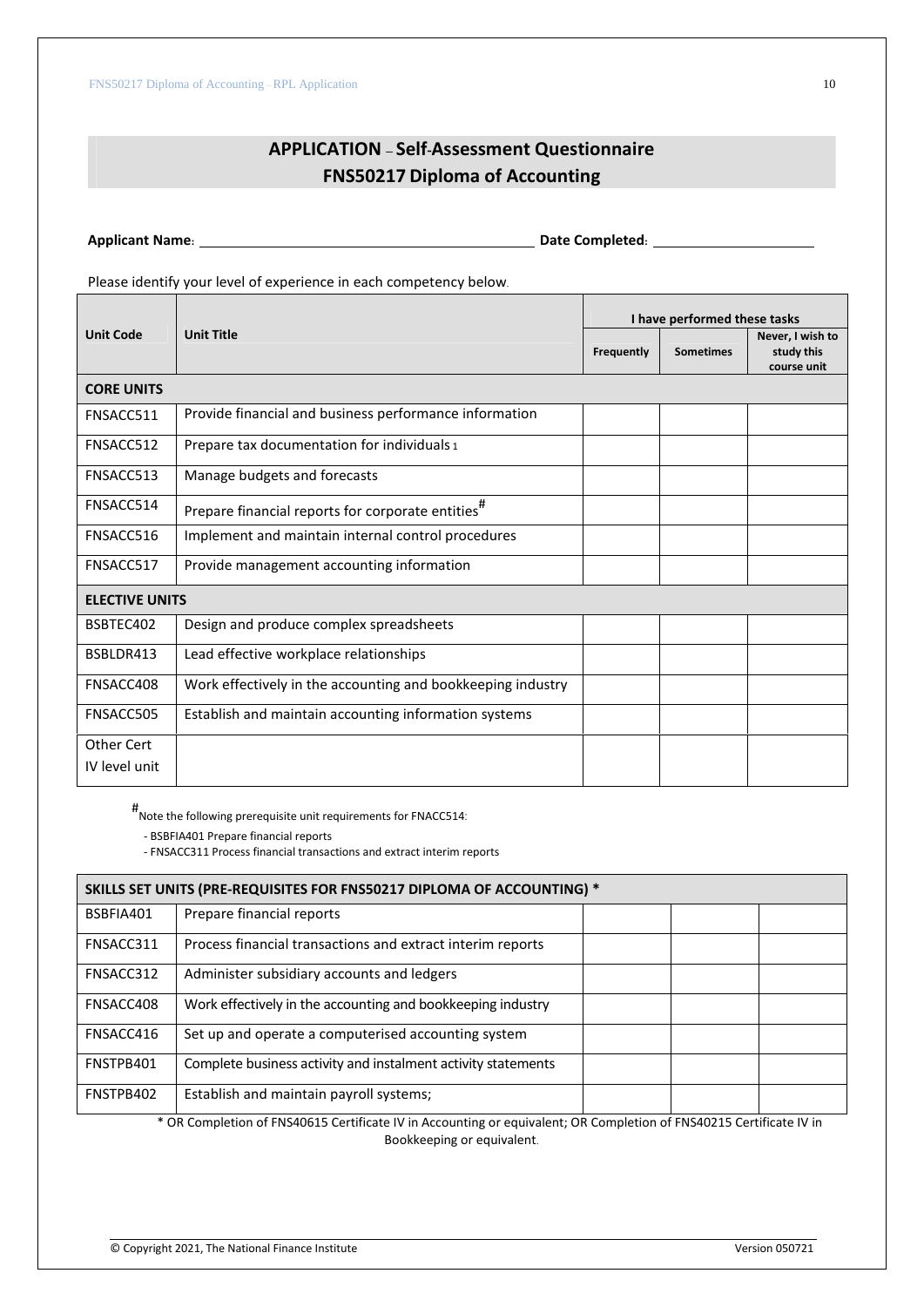## APPLICATION – Self-Assessment Questionnaire
## FNS50217 Diploma of Accounting

**Applicant Name:** ______________________________ **Date Completed:** ____________________

Please identify your level of experience in each competency below.

| Unit Code | Unit Title | I have performed these tasks | | |
|---|---|---|---|---|
| | | Frequently | Sometimes | Never, I wish to study this course unit |
| **CORE UNITS** | | | | |
| FNSACC511 | Provide financial and business performance information | | | |
| FNSACC512 | Prepare tax documentation for individuals 1 | | | |
| FNSACC513 | Manage budgets and forecasts | | | |
| FNSACC514 | Prepare financial reports for corporate entities# | | | |
| FNSACC516 | Implement and maintain internal control procedures | | | |
| FNSACC517 | Provide management accounting information | | | |
| **ELECTIVE UNITS** | | | | |
| BSBTEC402 | Design and produce complex spreadsheets | | | |
| BSBLDR413 | Lead effective workplace relationships | | | |
| FNSACC408 | Work effectively in the accounting and bookkeeping industry | | | |
| FNSACC505 | Establish and maintain accounting information systems | | | |
| Other Cert IV level unit | | | | |

#Note the following prerequisite unit requirements for FNACC514:

- BSBFIA401 Prepare financial reports
- FNSACC311 Process financial transactions and extract interim reports

| SKILLS SET UNITS (PRE-REQUISITES FOR FNS50217 DIPLOMA OF ACCOUNTING) * | | | | |
|---|---|---|---|---|
| BSBFIA401 | Prepare financial reports | | | |
| FNSACC311 | Process financial transactions and extract interim reports | | | |
| FNSACC312 | Administer subsidiary accounts and ledgers | | | |
| FNSACC408 | Work effectively in the accounting and bookkeeping industry | | | |
| FNSACC416 | Set up and operate a computerised accounting system | | | |
| FNSTPB401 | Complete business activity and instalment activity statements | | | |
| FNSTPB402 | Establish and maintain payroll systems; | | | |

* OR Completion of FNS40615 Certificate IV in Accounting or equivalent; OR Completion of FNS40215 Certificate IV in Bookkeeping or equivalent.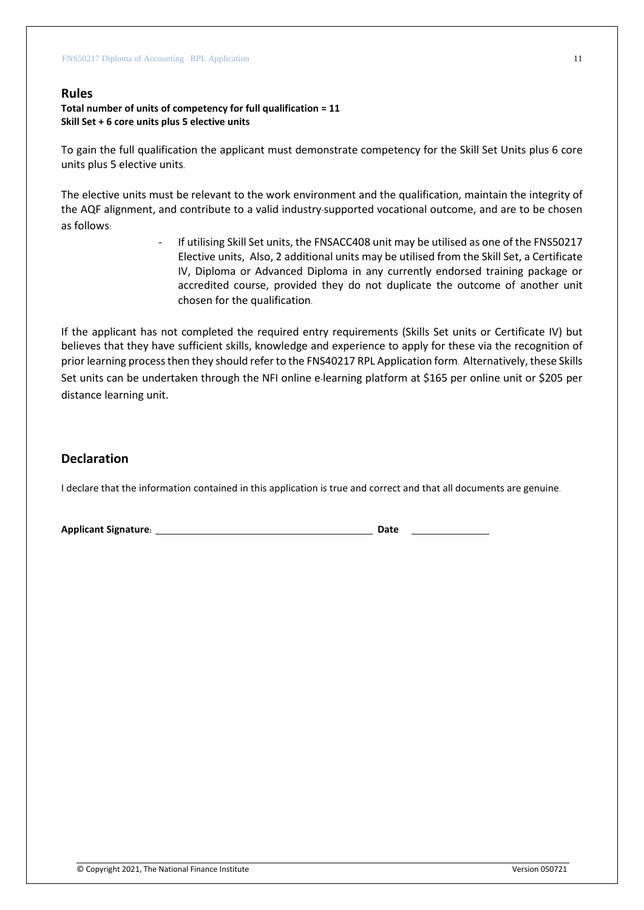## Rules

**Total number of units of competency for full qualification = 11**
**Skill Set + 6 core units plus 5 elective units**

To gain the full qualification the applicant must demonstrate competency for the Skill Set Units plus 6 core units plus 5 elective units.

The elective units must be relevant to the work environment and the qualification, maintain the integrity of the AQF alignment, and contribute to a valid industry-supported vocational outcome, and are to be chosen as follows:

- If utilising Skill Set units, the FNSACC408 unit may be utilised as one of the FNS50217 Elective units, Also, 2 additional units may be utilised from the Skill Set, a Certificate IV, Diploma or Advanced Diploma in any currently endorsed training package or accredited course, provided they do not duplicate the outcome of another unit chosen for the qualification.

If the applicant has not completed the required entry requirements (Skills Set units or Certificate IV) but believes that they have sufficient skills, knowledge and experience to apply for these via the recognition of prior learning process then they should refer to the FNS40217 RPL Application form. Alternatively, these Skills Set units can be undertaken through the NFI online e-learning platform at $165 per online unit or $205 per distance learning unit.

## Declaration

I declare that the information contained in this application is true and correct and that all documents are genuine.

**Applicant Signature:** ______________________________ **Date** ______________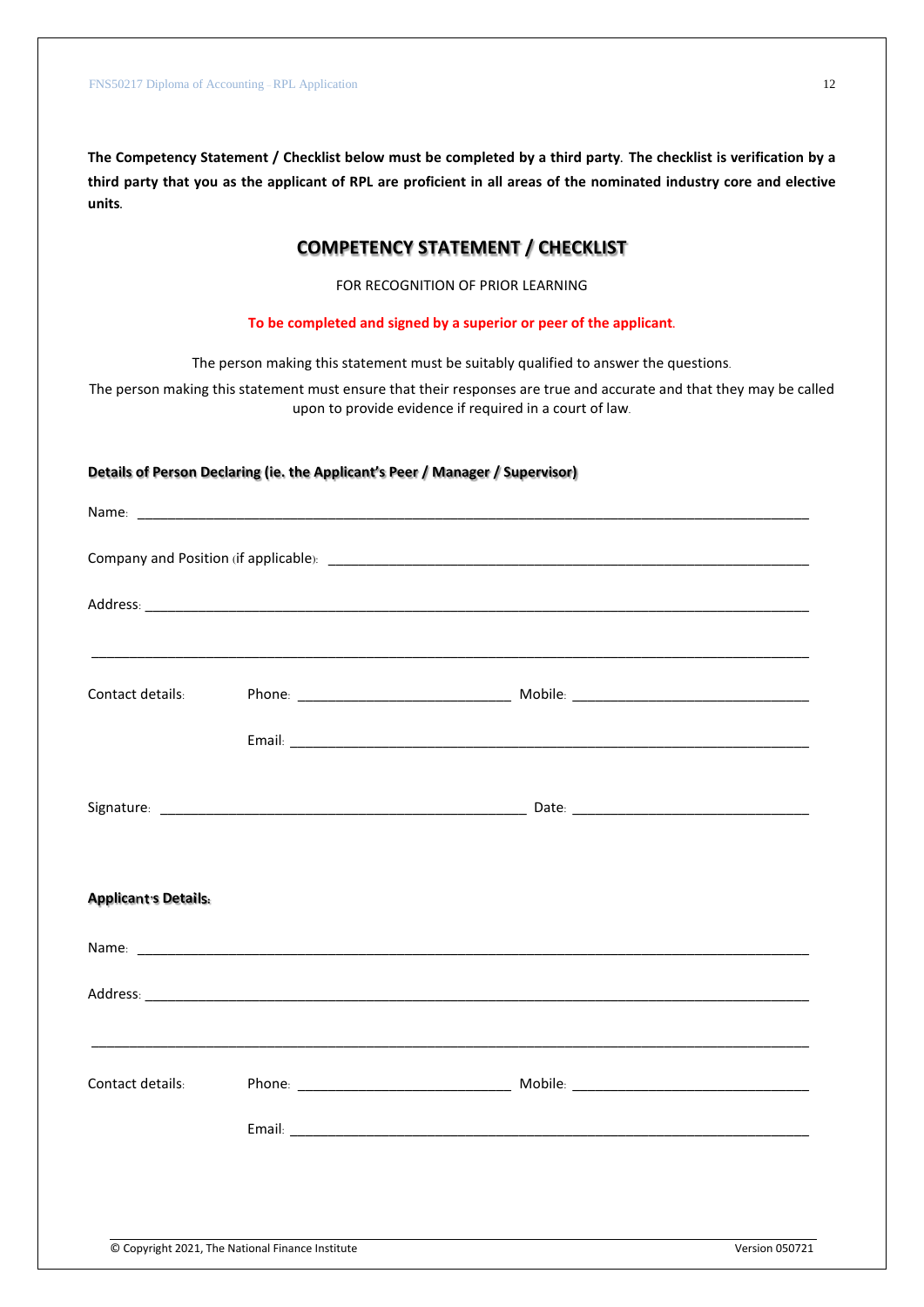**The Competency Statement / Checklist below must be completed by a third party. The checklist is verification by a third party that you as the applicant of RPL are proficient in all areas of the nominated industry core and elective units.**

## COMPETENCY STATEMENT / CHECKLIST

FOR RECOGNITION OF PRIOR LEARNING

**To be completed and signed by a superior or peer of the applicant.**

The person making this statement must be suitably qualified to answer the questions.

The person making this statement must ensure that their responses are true and accurate and that they may be called upon to provide evidence if required in a court of law.

**Details of Person Declaring (ie. the Applicant's Peer / Manager / Supervisor)**

Name: ______________________________________________

Company and Position (if applicable): ______________________________________________

Address: ______________________________________________

______________________________________________

Contact details: Phone: ____________________ Mobile: ____________________

Email: ______________________________________________

Signature: ______________________________ Date: ____________________

**Applicant's Details:**

Name: ______________________________________________

Address: ______________________________________________

______________________________________________

Contact details: Phone: ____________________ Mobile: ____________________

Email: ______________________________________________

© Copyright 2021, The National Finance Institute

Version 050721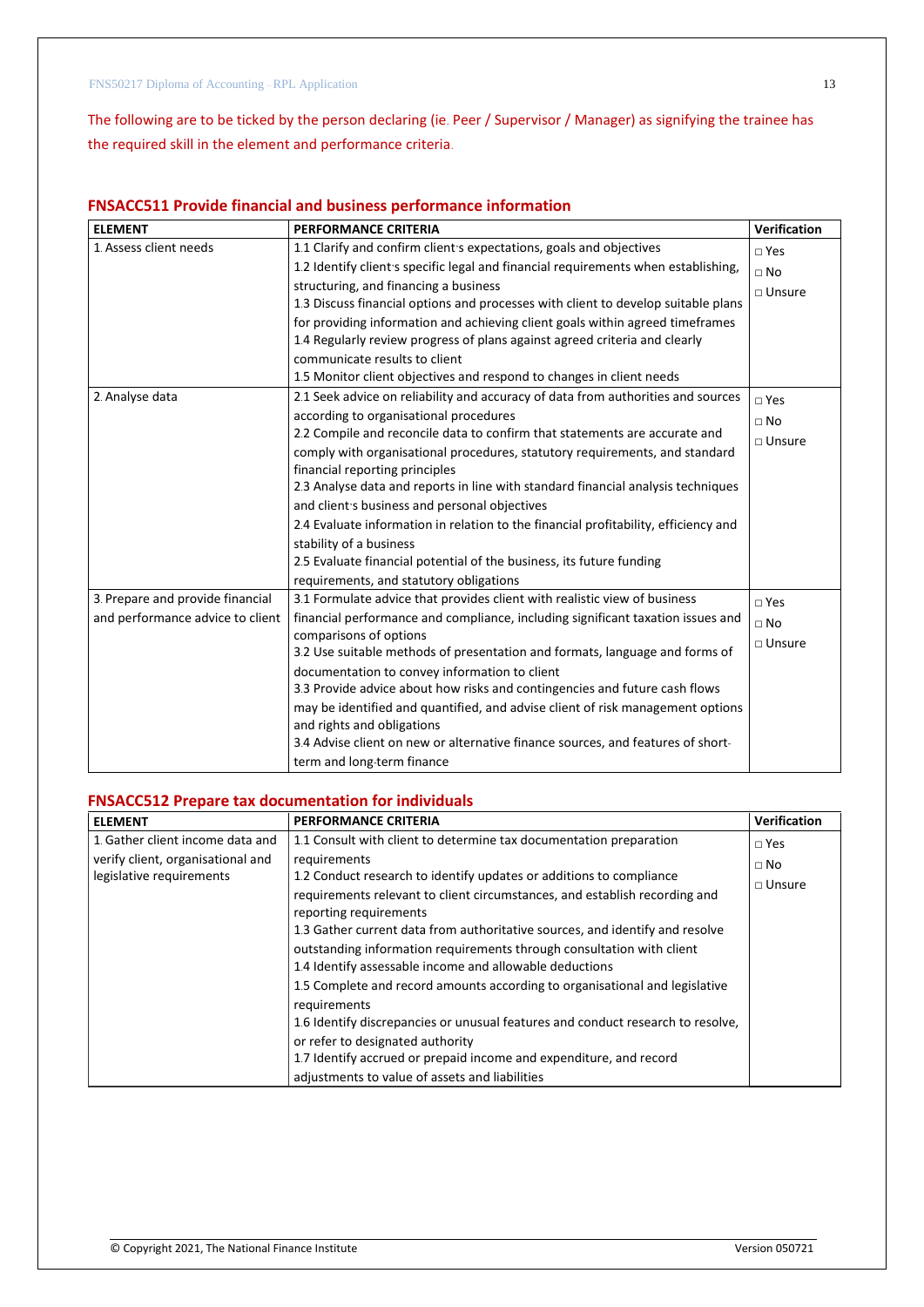The following are to be ticked by the person declaring (ie. Peer / Supervisor / Manager) as signifying the trainee has the required skill in the element and performance criteria.

## FNSACC511 Provide financial and business performance information

| ELEMENT | PERFORMANCE CRITERIA | Verification |
|---|---|---|
| 1. Assess client needs | 1.1 Clarify and confirm client's expectations, goals and objectives<br>1.2 Identify client's specific legal and financial requirements when establishing, structuring, and financing a business<br>1.3 Discuss financial options and processes with client to develop suitable plans for providing information and achieving client goals within agreed timeframes<br>1.4 Regularly review progress of plans against agreed criteria and clearly communicate results to client<br>1.5 Monitor client objectives and respond to changes in client needs | □ Yes<br>□ No<br>□ Unsure |
| 2. Analyse data | 2.1 Seek advice on reliability and accuracy of data from authorities and sources according to organisational procedures<br>2.2 Compile and reconcile data to confirm that statements are accurate and comply with organisational procedures, statutory requirements, and standard financial reporting principles<br>2.3 Analyse data and reports in line with standard financial analysis techniques and client's business and personal objectives<br>2.4 Evaluate information in relation to the financial profitability, efficiency and stability of a business<br>2.5 Evaluate financial potential of the business, its future funding requirements, and statutory obligations | □ Yes<br>□ No<br>□ Unsure |
| 3. Prepare and provide financial and performance advice to client | 3.1 Formulate advice that provides client with realistic view of business financial performance and compliance, including significant taxation issues and comparisons of options<br>3.2 Use suitable methods of presentation and formats, language and forms of documentation to convey information to client<br>3.3 Provide advice about how risks and contingencies and future cash flows may be identified and quantified, and advise client of risk management options and rights and obligations<br>3.4 Advise client on new or alternative finance sources, and features of short-term and long-term finance | □ Yes<br>□ No<br>□ Unsure |

## FNSACC512 Prepare tax documentation for individuals

| ELEMENT | PERFORMANCE CRITERIA | Verification |
|---|---|---|
| 1. Gather client income data and verify client, organisational and legislative requirements | 1.1 Consult with client to determine tax documentation preparation requirements<br>1.2 Conduct research to identify updates or additions to compliance requirements relevant to client circumstances, and establish recording and reporting requirements<br>1.3 Gather current data from authoritative sources, and identify and resolve outstanding information requirements through consultation with client<br>1.4 Identify assessable income and allowable deductions<br>1.5 Complete and record amounts according to organisational and legislative requirements<br>1.6 Identify discrepancies or unusual features and conduct research to resolve, or refer to designated authority<br>1.7 Identify accrued or prepaid income and expenditure, and record adjustments to value of assets and liabilities | □ Yes<br>□ No<br>□ Unsure |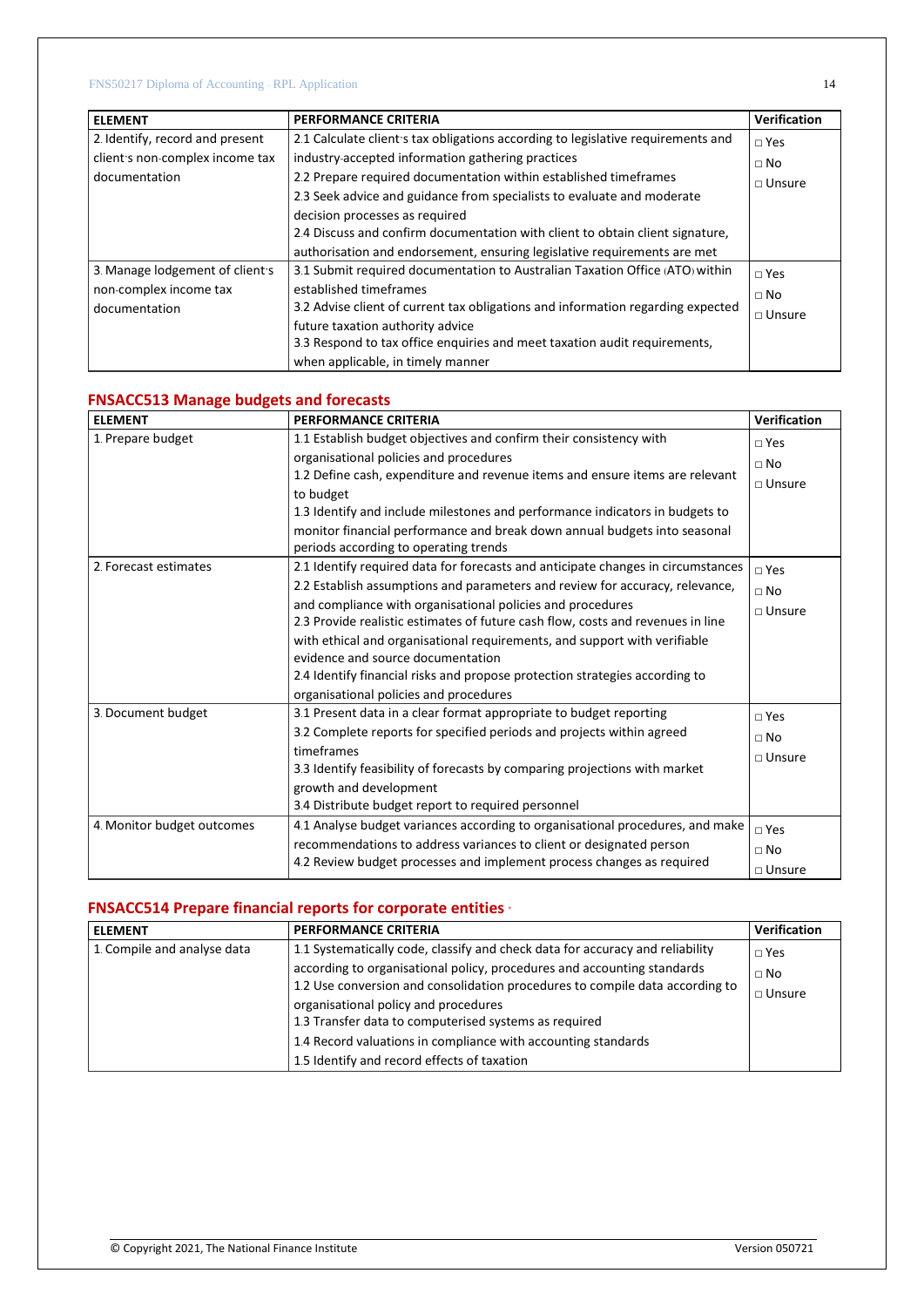| ELEMENT | PERFORMANCE CRITERIA | Verification |
|---|---|---|
| 2. Identify, record and present client's non-complex income tax documentation | 2.1 Calculate client's tax obligations according to legislative requirements and industry-accepted information gathering practices<br>2.2 Prepare required documentation within established timeframes<br>2.3 Seek advice and guidance from specialists to evaluate and moderate decision processes as required<br>2.4 Discuss and confirm documentation with client to obtain client signature, authorisation and endorsement, ensuring legislative requirements are met | □ Yes<br>□ No<br>□ Unsure |
| 3. Manage lodgement of client's non-complex income tax documentation | 3.1 Submit required documentation to Australian Taxation Office (ATO) within established timeframes<br>3.2 Advise client of current tax obligations and information regarding expected future taxation authority advice<br>3.3 Respond to tax office enquiries and meet taxation audit requirements, when applicable, in timely manner | □ Yes<br>□ No<br>□ Unsure |

## FNSACC513 Manage budgets and forecasts

| ELEMENT | PERFORMANCE CRITERIA | Verification |
|---|---|---|
| 1. Prepare budget | 1.1 Establish budget objectives and confirm their consistency with organisational policies and procedures<br>1.2 Define cash, expenditure and revenue items and ensure items are relevant to budget<br>1.3 Identify and include milestones and performance indicators in budgets to monitor financial performance and break down annual budgets into seasonal periods according to operating trends | □ Yes<br>□ No<br>□ Unsure |
| 2. Forecast estimates | 2.1 Identify required data for forecasts and anticipate changes in circumstances<br>2.2 Establish assumptions and parameters and review for accuracy, relevance, and compliance with organisational policies and procedures<br>2.3 Provide realistic estimates of future cash flow, costs and revenues in line with ethical and organisational requirements, and support with verifiable evidence and source documentation<br>2.4 Identify financial risks and propose protection strategies according to organisational policies and procedures | □ Yes<br>□ No<br>□ Unsure |
| 3. Document budget | 3.1 Present data in a clear format appropriate to budget reporting<br>3.2 Complete reports for specified periods and projects within agreed timeframes<br>3.3 Identify feasibility of forecasts by comparing projections with market growth and development<br>3.4 Distribute budget report to required personnel | □ Yes<br>□ No<br>□ Unsure |
| 4. Monitor budget outcomes | 4.1 Analyse budget variances according to organisational procedures, and make recommendations to address variances to client or designated person<br>4.2 Review budget processes and implement process changes as required | □ Yes<br>□ No<br>□ Unsure |

## FNSACC514 Prepare financial reports for corporate entities

| ELEMENT | PERFORMANCE CRITERIA | Verification |
|---|---|---|
| 1. Compile and analyse data | 1.1 Systematically code, classify and check data for accuracy and reliability according to organisational policy, procedures and accounting standards<br>1.2 Use conversion and consolidation procedures to compile data according to organisational policy and procedures<br>1.3 Transfer data to computerised systems as required<br>1.4 Record valuations in compliance with accounting standards<br>1.5 Identify and record effects of taxation | □ Yes<br>□ No<br>□ Unsure |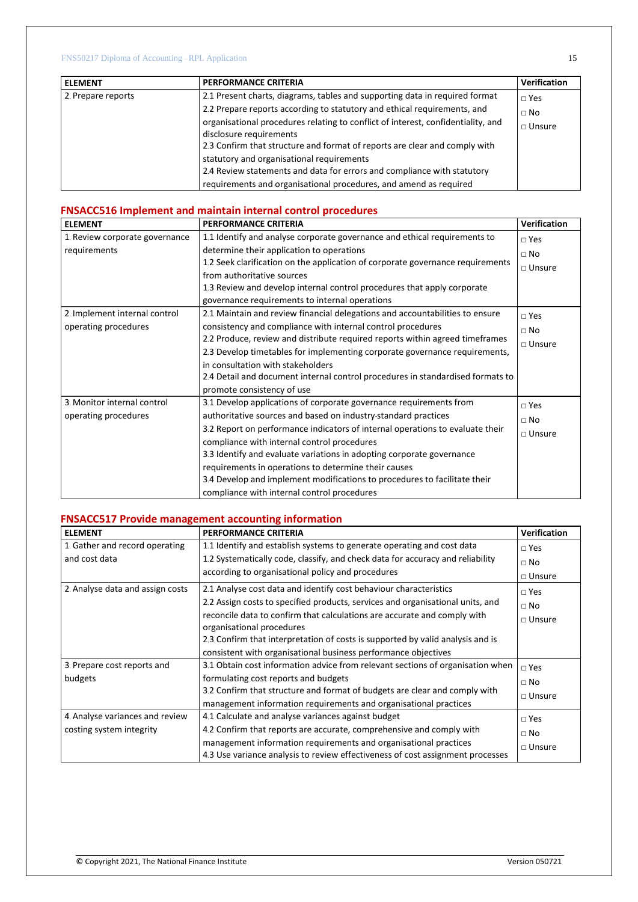| ELEMENT | PERFORMANCE CRITERIA | Verification |
|---|---|---|
| 2. Prepare reports | 2.1 Present charts, diagrams, tables and supporting data in required format<br>2.2 Prepare reports according to statutory and ethical requirements, and organisational procedures relating to conflict of interest, confidentiality, and disclosure requirements<br>2.3 Confirm that structure and format of reports are clear and comply with statutory and organisational requirements<br>2.4 Review statements and data for errors and compliance with statutory requirements and organisational procedures, and amend as required | □ Yes<br>□ No<br>□ Unsure |

## FNSACC516 Implement and maintain internal control procedures

| ELEMENT | PERFORMANCE CRITERIA | Verification |
|---|---|---|
| 1. Review corporate governance requirements | 1.1 Identify and analyse corporate governance and ethical requirements to determine their application to operations<br>1.2 Seek clarification on the application of corporate governance requirements from authoritative sources<br>1.3 Review and develop internal control procedures that apply corporate governance requirements to internal operations | □ Yes<br>□ No<br>□ Unsure |
| 2. Implement internal control operating procedures | 2.1 Maintain and review financial delegations and accountabilities to ensure consistency and compliance with internal control procedures<br>2.2 Produce, review and distribute required reports within agreed timeframes<br>2.3 Develop timetables for implementing corporate governance requirements, in consultation with stakeholders<br>2.4 Detail and document internal control procedures in standardised formats to promote consistency of use | □ Yes<br>□ No<br>□ Unsure |
| 3. Monitor internal control operating procedures | 3.1 Develop applications of corporate governance requirements from authoritative sources and based on industry-standard practices<br>3.2 Report on performance indicators of internal operations to evaluate their compliance with internal control procedures<br>3.3 Identify and evaluate variations in adopting corporate governance requirements in operations to determine their causes<br>3.4 Develop and implement modifications to procedures to facilitate their compliance with internal control procedures | □ Yes<br>□ No<br>□ Unsure |

## FNSACC517 Provide management accounting information

| ELEMENT | PERFORMANCE CRITERIA | Verification |
|---|---|---|
| 1. Gather and record operating and cost data | 1.1 Identify and establish systems to generate operating and cost data<br>1.2 Systematically code, classify, and check data for accuracy and reliability according to organisational policy and procedures | □ Yes<br>□ No<br>□ Unsure |
| 2. Analyse data and assign costs | 2.1 Analyse cost data and identify cost behaviour characteristics<br>2.2 Assign costs to specified products, services and organisational units, and reconcile data to confirm that calculations are accurate and comply with organisational procedures<br>2.3 Confirm that interpretation of costs is supported by valid analysis and is consistent with organisational business performance objectives | □ Yes<br>□ No<br>□ Unsure |
| 3. Prepare cost reports and budgets | 3.1 Obtain cost information advice from relevant sections of organisation when formulating cost reports and budgets<br>3.2 Confirm that structure and format of budgets are clear and comply with management information requirements and organisational practices | □ Yes<br>□ No<br>□ Unsure |
| 4. Analyse variances and review costing system integrity | 4.1 Calculate and analyse variances against budget<br>4.2 Confirm that reports are accurate, comprehensive and comply with management information requirements and organisational practices<br>4.3 Use variance analysis to review effectiveness of cost assignment processes | □ Yes<br>□ No<br>□ Unsure |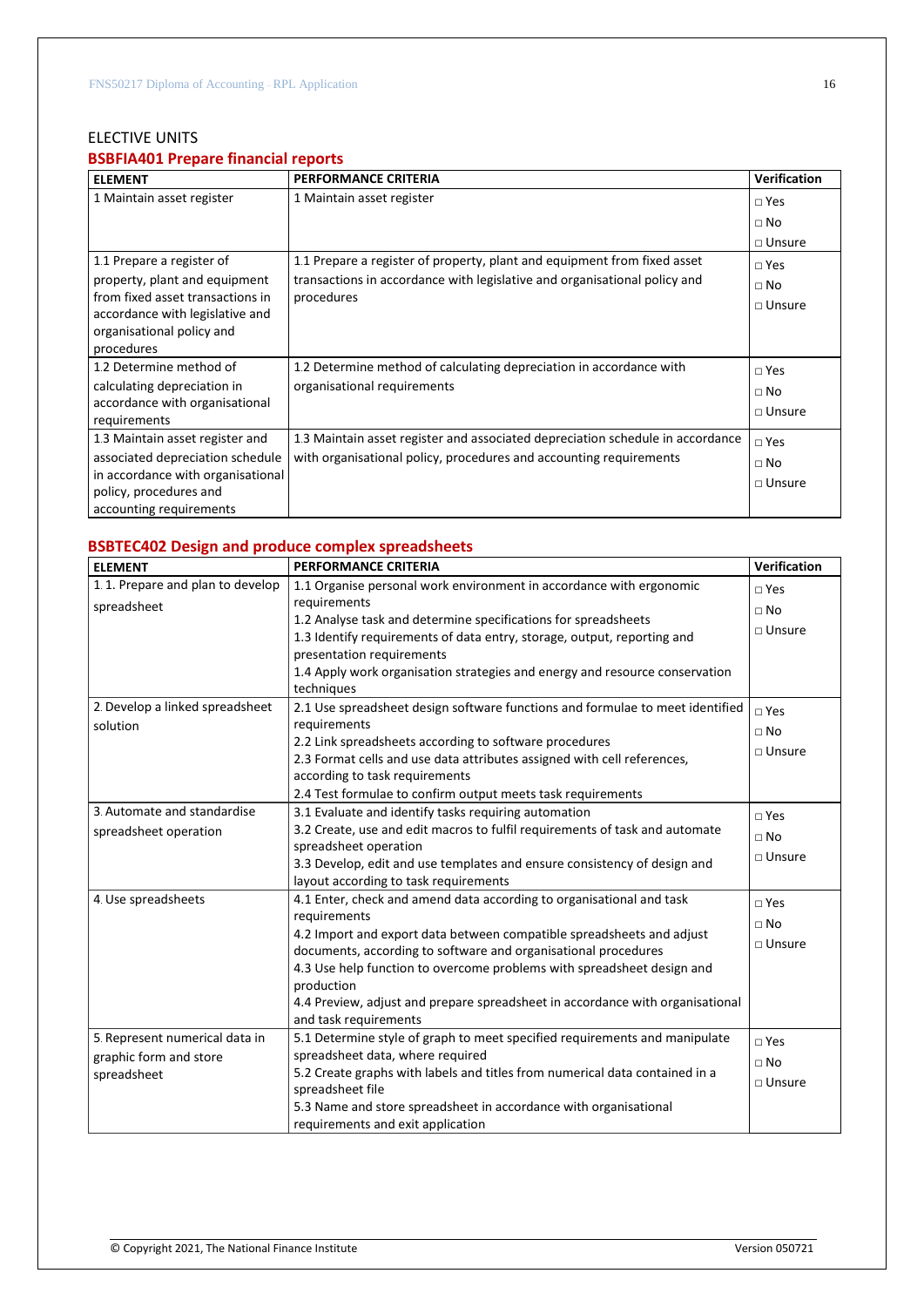ELECTIVE UNITS

## BSBFIA401 Prepare financial reports

| ELEMENT | PERFORMANCE CRITERIA | Verification |
|---|---|---|
| 1 Maintain asset register | 1 Maintain asset register | □ Yes<br>□ No<br>□ Unsure |
| 1.1 Prepare a register of property, plant and equipment from fixed asset transactions in accordance with legislative and organisational policy and procedures | 1.1 Prepare a register of property, plant and equipment from fixed asset transactions in accordance with legislative and organisational policy and procedures | □ Yes<br>□ No<br>□ Unsure |
| 1.2 Determine method of calculating depreciation in accordance with organisational requirements | 1.2 Determine method of calculating depreciation in accordance with organisational requirements | □ Yes<br>□ No<br>□ Unsure |
| 1.3 Maintain asset register and associated depreciation schedule in accordance with organisational policy, procedures and accounting requirements | 1.3 Maintain asset register and associated depreciation schedule in accordance with organisational policy, procedures and accounting requirements | □ Yes<br>□ No<br>□ Unsure |

## BSBTEC402 Design and produce complex spreadsheets

| ELEMENT | PERFORMANCE CRITERIA | Verification |
|---|---|---|
| 1. 1. Prepare and plan to develop spreadsheet | 1.1 Organise personal work environment in accordance with ergonomic requirements<br>1.2 Analyse task and determine specifications for spreadsheets<br>1.3 Identify requirements of data entry, storage, output, reporting and presentation requirements<br>1.4 Apply work organisation strategies and energy and resource conservation techniques | □ Yes<br>□ No<br>□ Unsure |
| 2. Develop a linked spreadsheet solution | 2.1 Use spreadsheet design software functions and formulae to meet identified requirements<br>2.2 Link spreadsheets according to software procedures<br>2.3 Format cells and use data attributes assigned with cell references, according to task requirements<br>2.4 Test formulae to confirm output meets task requirements | □ Yes<br>□ No<br>□ Unsure |
| 3. Automate and standardise spreadsheet operation | 3.1 Evaluate and identify tasks requiring automation<br>3.2 Create, use and edit macros to fulfil requirements of task and automate spreadsheet operation<br>3.3 Develop, edit and use templates and ensure consistency of design and layout according to task requirements | □ Yes<br>□ No<br>□ Unsure |
| 4. Use spreadsheets | 4.1 Enter, check and amend data according to organisational and task requirements<br>4.2 Import and export data between compatible spreadsheets and adjust documents, according to software and organisational procedures<br>4.3 Use help function to overcome problems with spreadsheet design and production<br>4.4 Preview, adjust and prepare spreadsheet in accordance with organisational and task requirements | □ Yes<br>□ No<br>□ Unsure |
| 5. Represent numerical data in graphic form and store spreadsheet | 5.1 Determine style of graph to meet specified requirements and manipulate spreadsheet data, where required<br>5.2 Create graphs with labels and titles from numerical data contained in a spreadsheet file<br>5.3 Name and store spreadsheet in accordance with organisational requirements and exit application | □ Yes<br>□ No<br>□ Unsure |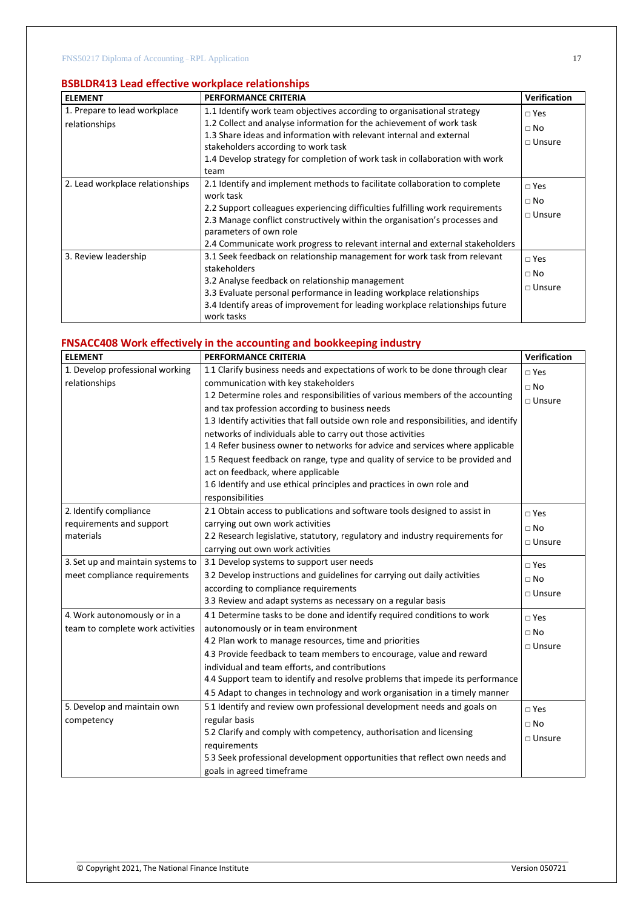## BSBLDR413 Lead effective workplace relationships

| ELEMENT | PERFORMANCE CRITERIA | Verification |
|---|---|---|
| 1. Prepare to lead workplace relationships | 1.1 Identify work team objectives according to organisational strategy<br>1.2 Collect and analyse information for the achievement of work task<br>1.3 Share ideas and information with relevant internal and external stakeholders according to work task<br>1.4 Develop strategy for completion of work task in collaboration with work team | □ Yes<br>□ No<br>□ Unsure |
| 2. Lead workplace relationships | 2.1 Identify and implement methods to facilitate collaboration to complete work task<br>2.2 Support colleagues experiencing difficulties fulfilling work requirements<br>2.3 Manage conflict constructively within the organisation's processes and parameters of own role<br>2.4 Communicate work progress to relevant internal and external stakeholders | □ Yes<br>□ No<br>□ Unsure |
| 3. Review leadership | 3.1 Seek feedback on relationship management for work task from relevant stakeholders<br>3.2 Analyse feedback on relationship management<br>3.3 Evaluate personal performance in leading workplace relationships<br>3.4 Identify areas of improvement for leading workplace relationships future work tasks | □ Yes<br>□ No<br>□ Unsure |

## FNSACC408 Work effectively in the accounting and bookkeeping industry

| ELEMENT | PERFORMANCE CRITERIA | Verification |
|---|---|---|
| 1. Develop professional working relationships | 1.1 Clarify business needs and expectations of work to be done through clear communication with key stakeholders<br>1.2 Determine roles and responsibilities of various members of the accounting and tax profession according to business needs<br>1.3 Identify activities that fall outside own role and responsibilities, and identify networks of individuals able to carry out those activities<br>1.4 Refer business owner to networks for advice and services where applicable<br>1.5 Request feedback on range, type and quality of service to be provided and act on feedback, where applicable<br>1.6 Identify and use ethical principles and practices in own role and responsibilities | □ Yes<br>□ No<br>□ Unsure |
| 2. Identify compliance requirements and support materials | 2.1 Obtain access to publications and software tools designed to assist in carrying out own work activities<br>2.2 Research legislative, statutory, regulatory and industry requirements for carrying out own work activities | □ Yes<br>□ No<br>□ Unsure |
| 3. Set up and maintain systems to meet compliance requirements | 3.1 Develop systems to support user needs<br>3.2 Develop instructions and guidelines for carrying out daily activities according to compliance requirements<br>3.3 Review and adapt systems as necessary on a regular basis | □ Yes<br>□ No<br>□ Unsure |
| 4. Work autonomously or in a team to complete work activities | 4.1 Determine tasks to be done and identify required conditions to work autonomously or in team environment<br>4.2 Plan work to manage resources, time and priorities<br>4.3 Provide feedback to team members to encourage, value and reward individual and team efforts, and contributions<br>4.4 Support team to identify and resolve problems that impede its performance<br>4.5 Adapt to changes in technology and work organisation in a timely manner | □ Yes<br>□ No<br>□ Unsure |
| 5. Develop and maintain own competency | 5.1 Identify and review own professional development needs and goals on regular basis<br>5.2 Clarify and comply with competency, authorisation and licensing requirements<br>5.3 Seek professional development opportunities that reflect own needs and goals in agreed timeframe | □ Yes<br>□ No<br>□ Unsure |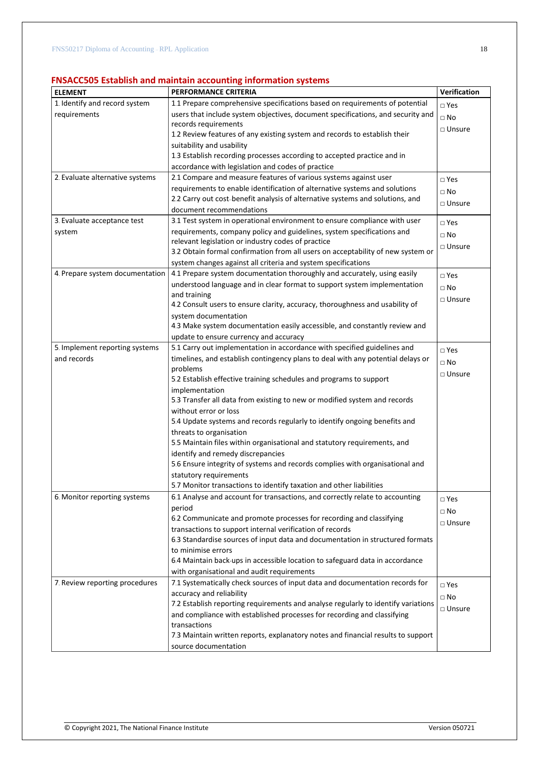## FNSACC505 Establish and maintain accounting information systems

| ELEMENT | PERFORMANCE CRITERIA | Verification |
|---|---|---|
| 1. Identify and record system requirements | 1.1 Prepare comprehensive specifications based on requirements of potential users that include system objectives, document specifications, and security and records requirements<br>1.2 Review features of any existing system and records to establish their suitability and usability<br>1.3 Establish recording processes according to accepted practice and in accordance with legislation and codes of practice | □ Yes<br>□ No<br>□ Unsure |
| 2. Evaluate alternative systems | 2.1 Compare and measure features of various systems against user requirements to enable identification of alternative systems and solutions<br>2.2 Carry out cost-benefit analysis of alternative systems and solutions, and document recommendations | □ Yes<br>□ No<br>□ Unsure |
| 3. Evaluate acceptance test system | 3.1 Test system in operational environment to ensure compliance with user requirements, company policy and guidelines, system specifications and relevant legislation or industry codes of practice<br>3.2 Obtain formal confirmation from all users on acceptability of new system or system changes against all criteria and system specifications | □ Yes<br>□ No<br>□ Unsure |
| 4. Prepare system documentation | 4.1 Prepare system documentation thoroughly and accurately, using easily understood language and in clear format to support system implementation and training<br>4.2 Consult users to ensure clarity, accuracy, thoroughness and usability of system documentation<br>4.3 Make system documentation easily accessible, and constantly review and update to ensure currency and accuracy | □ Yes<br>□ No<br>□ Unsure |
| 5. Implement reporting systems and records | 5.1 Carry out implementation in accordance with specified guidelines and timelines, and establish contingency plans to deal with any potential delays or problems<br>5.2 Establish effective training schedules and programs to support implementation<br>5.3 Transfer all data from existing to new or modified system and records without error or loss<br>5.4 Update systems and records regularly to identify ongoing benefits and threats to organisation<br>5.5 Maintain files within organisational and statutory requirements, and identify and remedy discrepancies<br>5.6 Ensure integrity of systems and records complies with organisational and statutory requirements<br>5.7 Monitor transactions to identify taxation and other liabilities | □ Yes<br>□ No<br>□ Unsure |
| 6. Monitor reporting systems | 6.1 Analyse and account for transactions, and correctly relate to accounting period<br>6.2 Communicate and promote processes for recording and classifying transactions to support internal verification of records<br>6.3 Standardise sources of input data and documentation in structured formats to minimise errors<br>6.4 Maintain back-ups in accessible location to safeguard data in accordance with organisational and audit requirements | □ Yes<br>□ No<br>□ Unsure |
| 7. Review reporting procedures | 7.1 Systematically check sources of input data and documentation records for accuracy and reliability<br>7.2 Establish reporting requirements and analyse regularly to identify variations and compliance with established processes for recording and classifying transactions<br>7.3 Maintain written reports, explanatory notes and financial results to support source documentation | □ Yes<br>□ No<br>□ Unsure |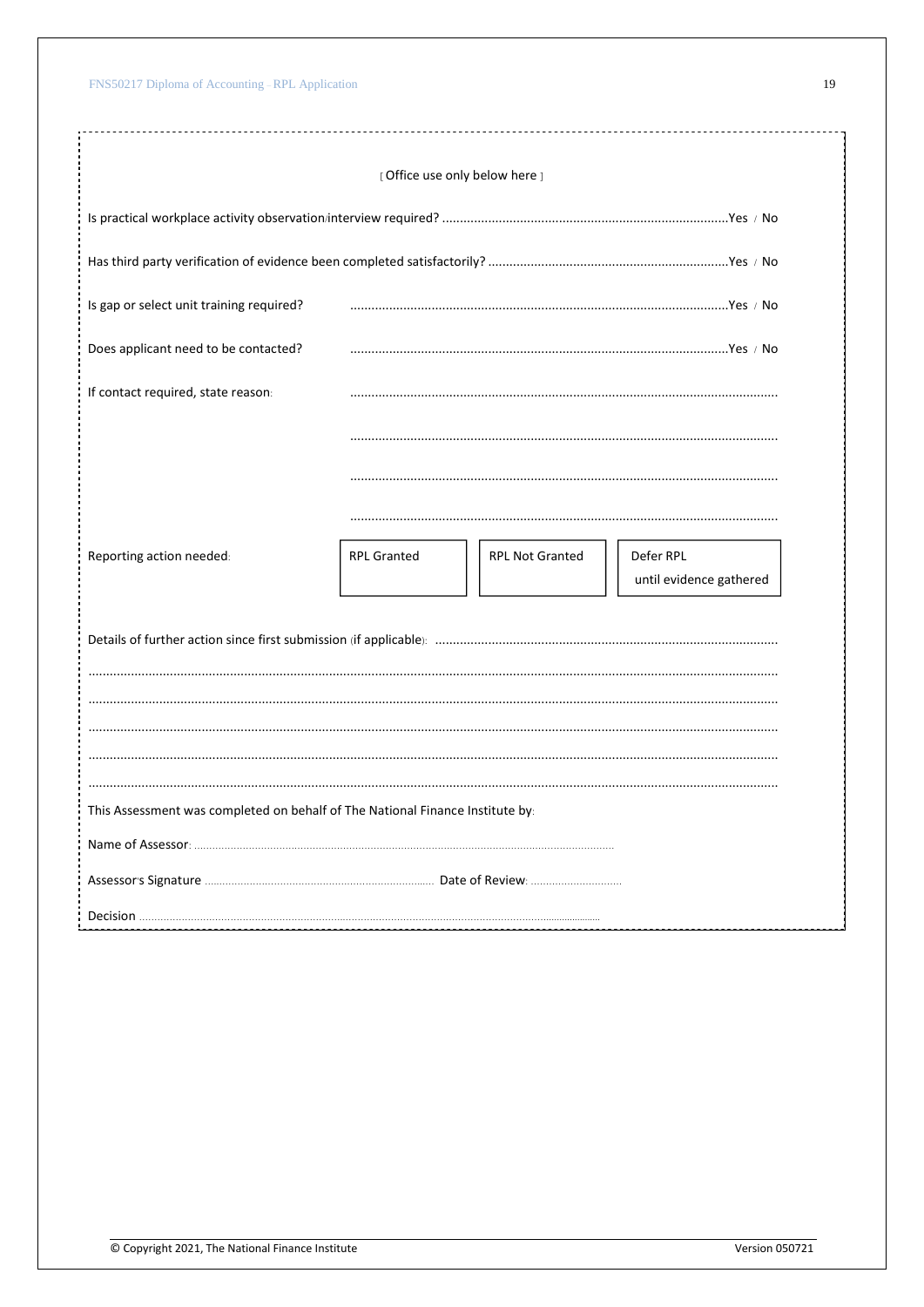[ Office use only below here ]

Is practical workplace activity observation/interview required? ................................................................................Yes / No

Has third party verification of evidence been completed satisfactorily? ....................................................................Yes / No

Is gap or select unit training required? ..........................................................................................................Yes / No

Does applicant need to be contacted? ..........................................................................................................Yes / No

If contact required, state reason: .........................................................................................................

.........................................................................................................

.........................................................................................................

.........................................................................................................

Reporting action needed:

| | | |
|---|---|---|
| RPL Granted | RPL Not Granted | Defer RPL until evidence gathered |

Details of further action since first submission (if applicable): ..................................................................................

.............................................................................................................................................................................

.............................................................................................................................................................................

.............................................................................................................................................................................

.............................................................................................................................................................................

.............................................................................................................................................................................

This Assessment was completed on behalf of The National Finance Institute by:

Name of Assessor: .......................................................................................................................................

Assessor's Signature .............................................................................. Date of Review: ................................

Decision .......................................................................................................................................................